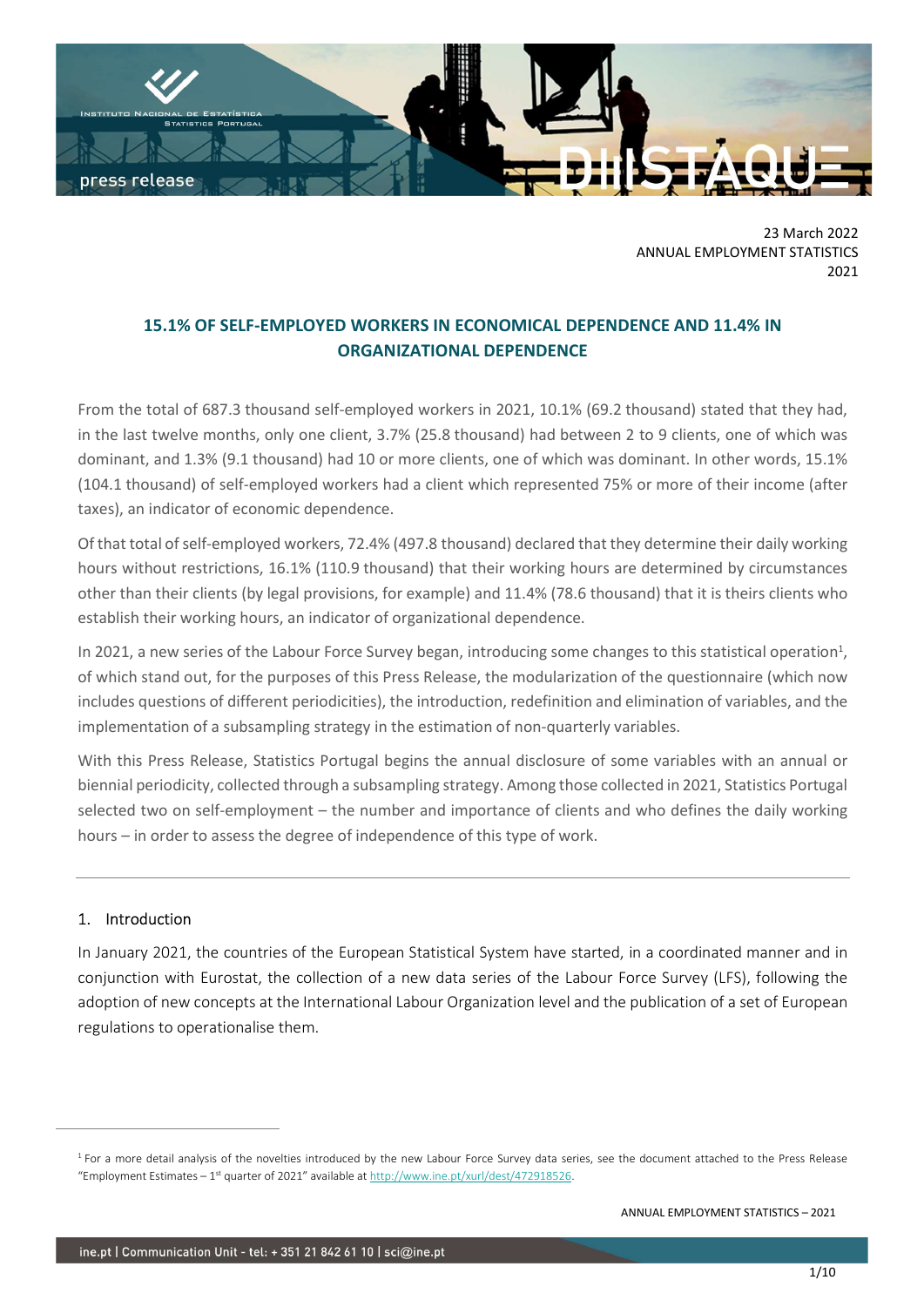23 March 2022
ANNUAL EMPLOYMENT STATISTICS
2021

# 15.1% OF SELF-EMPLOYED WORKERS IN ECONOMICAL DEPENDENCE AND 11.4% IN ORGANIZATIONAL DEPENDENCE

From the total of 687.3 thousand self-employed workers in 2021, 10.1% (69.2 thousand) stated that they had, in the last twelve months, only one client, 3.7% (25.8 thousand) had between 2 to 9 clients, one of which was dominant, and 1.3% (9.1 thousand) had 10 or more clients, one of which was dominant. In other words, 15.1% (104.1 thousand) of self-employed workers had a client which represented 75% or more of their income (after taxes), an indicator of economic dependence.

Of that total of self-employed workers, 72.4% (497.8 thousand) declared that they determine their daily working hours without restrictions, 16.1% (110.9 thousand) that their working hours are determined by circumstances other than their clients (by legal provisions, for example) and 11.4% (78.6 thousand) that it is theirs clients who establish their working hours, an indicator of organizational dependence.

In 2021, a new series of the Labour Force Survey began, introducing some changes to this statistical operation[1], of which stand out, for the purposes of this Press Release, the modularization of the questionnaire (which now includes questions of different periodicities), the introduction, redefinition and elimination of variables, and the implementation of a subsampling strategy in the estimation of non-quarterly variables.

With this Press Release, Statistics Portugal begins the annual disclosure of some variables with an annual or biennial periodicity, collected through a subsampling strategy. Among those collected in 2021, Statistics Portugal selected two on self-employment – the number and importance of clients and who defines the daily working hours – in order to assess the degree of independence of this type of work.

---

## 1. Introduction

In January 2021, the countries of the European Statistical System have started, in a coordinated manner and in conjunction with Eurostat, the collection of a new data series of the Labour Force Survey (LFS), following the adoption of new concepts at the International Labour Organization level and the publication of a set of European regulations to operationalise them.

[1] For a more detail analysis of the novelties introduced by the new Labour Force Survey data series, see the document attached to the Press Release "Employment Estimates – 1st quarter of 2021" available at http://www.ine.pt/xurl/dest/472918526.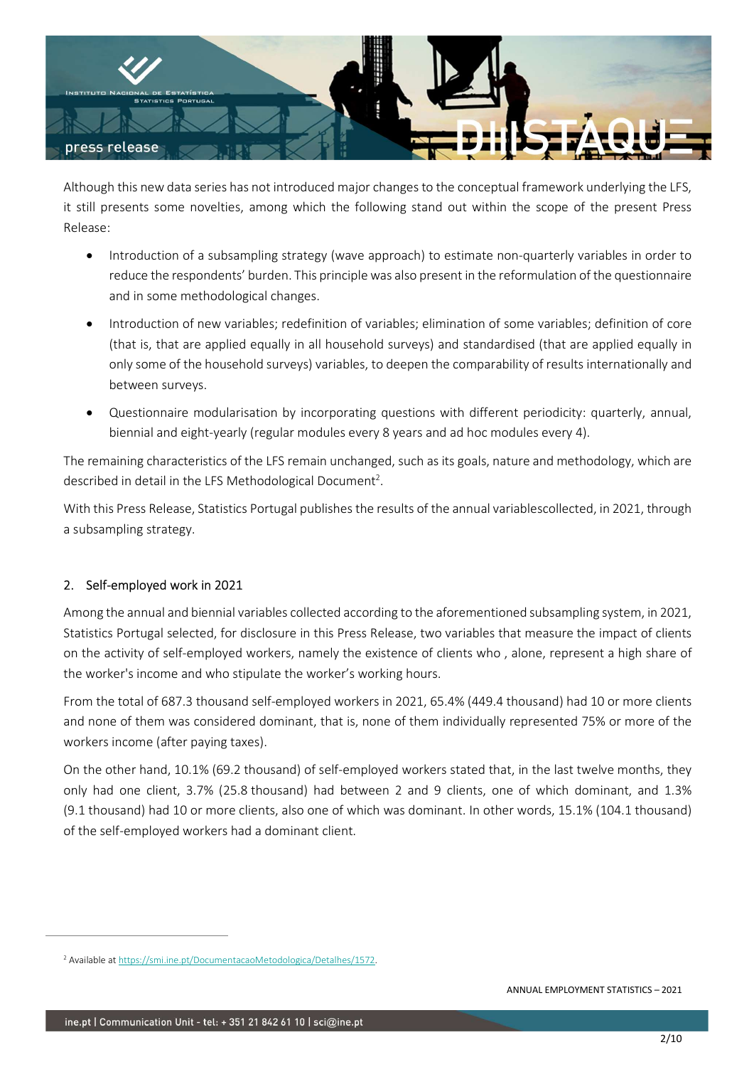Although this new data series has not introduced major changes to the conceptual framework underlying the LFS, it still presents some novelties, among which the following stand out within the scope of the present Press Release:

- Introduction of a subsampling strategy (wave approach) to estimate non-quarterly variables in order to reduce the respondents' burden. This principle was also present in the reformulation of the questionnaire and in some methodological changes.
- Introduction of new variables; redefinition of variables; elimination of some variables; definition of core (that is, that are applied equally in all household surveys) and standardised (that are applied equally in only some of the household surveys) variables, to deepen the comparability of results internationally and between surveys.
- Questionnaire modularisation by incorporating questions with different periodicity: quarterly, annual, biennial and eight-yearly (regular modules every 8 years and ad hoc modules every 4).

The remaining characteristics of the LFS remain unchanged, such as its goals, nature and methodology, which are described in detail in the LFS Methodological Document[2].

With this Press Release, Statistics Portugal publishes the results of the annual variablescollected, in 2021, through a subsampling strategy.

## 2. Self-employed work in 2021

Among the annual and biennial variables collected according to the aforementioned subsampling system, in 2021, Statistics Portugal selected, for disclosure in this Press Release, two variables that measure the impact of clients on the activity of self-employed workers, namely the existence of clients who , alone, represent a high share of the worker's income and who stipulate the worker's working hours.

From the total of 687.3 thousand self-employed workers in 2021, 65.4% (449.4 thousand) had 10 or more clients and none of them was considered dominant, that is, none of them individually represented 75% or more of the workers income (after paying taxes).

On the other hand, 10.1% (69.2 thousand) of self-employed workers stated that, in the last twelve months, they only had one client, 3.7% (25.8 thousand) had between 2 and 9 clients, one of which dominant, and 1.3% (9.1 thousand) had 10 or more clients, also one of which was dominant. In other words, 15.1% (104.1 thousand) of the self-employed workers had a dominant client.

---

[2] Available at https://smi.ine.pt/DocumentacaoMetodologica/Detalhes/1572.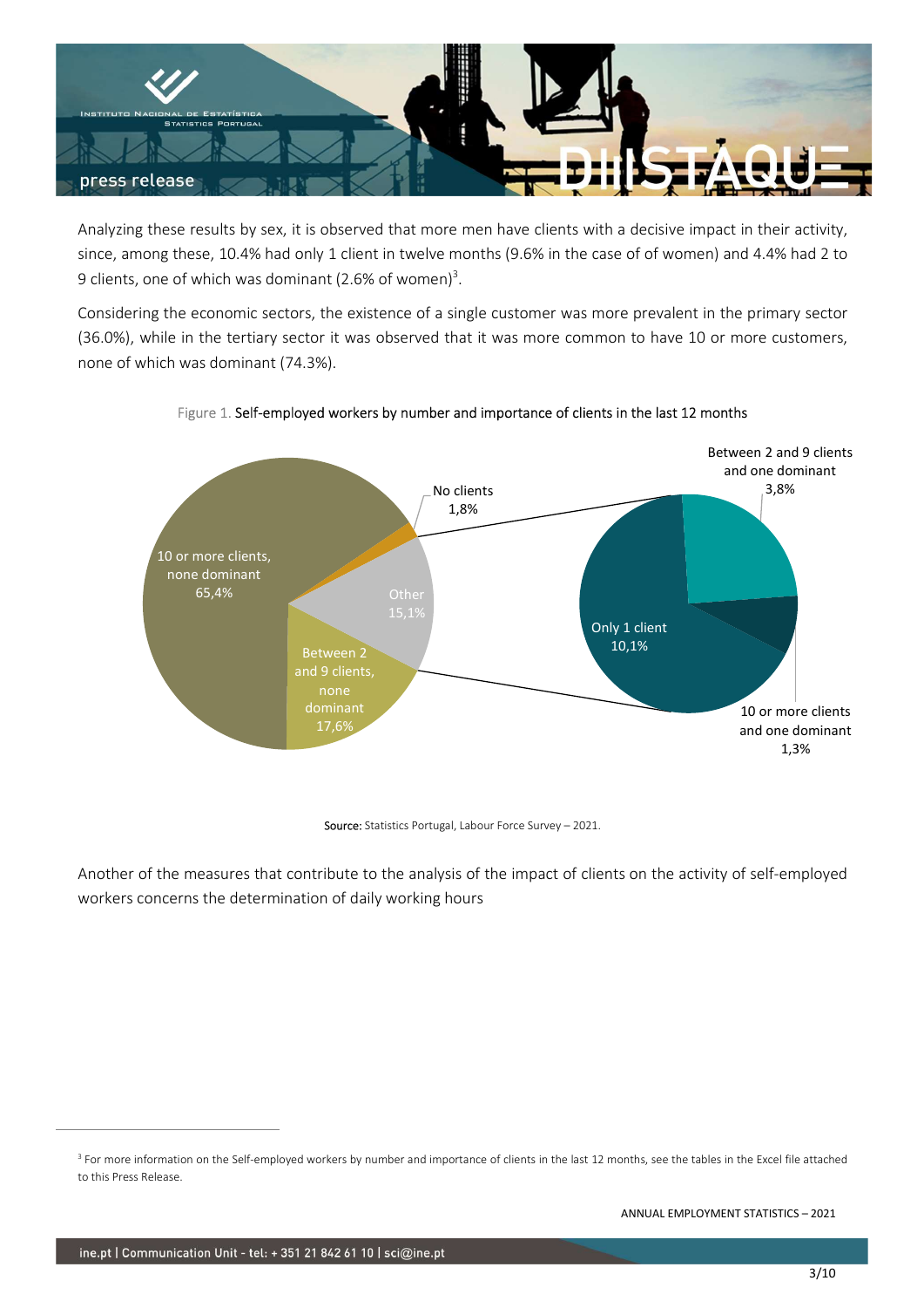Analyzing these results by sex, it is observed that more men have clients with a decisive impact in their activity, since, among these, 10.4% had only 1 client in twelve months (9.6% in the case of of women) and 4.4% had 2 to 9 clients, one of which was dominant (2.6% of women)[3].

Considering the economic sectors, the existence of a single customer was more prevalent in the primary sector (36.0%), while in the tertiary sector it was observed that it was more common to have 10 or more customers, none of which was dominant (74.3%).

Figure 1. Self-employed workers by number and importance of clients in the last 12 months

| Category | % |
|---|---|
| 10 or more clients, none dominant | 65,4% |
| Between 2 and 9 clients, none dominant | 17,6% |
| Other | 15,1% |
| No clients | 1,8% |

| Other (breakdown) | % |
|---|---|
| Only 1 client | 10,1% |
| Between 2 and 9 clients and one dominant | 3,8% |
| 10 or more clients and one dominant | 1,3% |

Source: Statistics Portugal, Labour Force Survey – 2021.

Another of the measures that contribute to the analysis of the impact of clients on the activity of self-employed workers concerns the determination of daily working hours

[3] For more information on the Self-employed workers by number and importance of clients in the last 12 months, see the tables in the Excel file attached to this Press Release.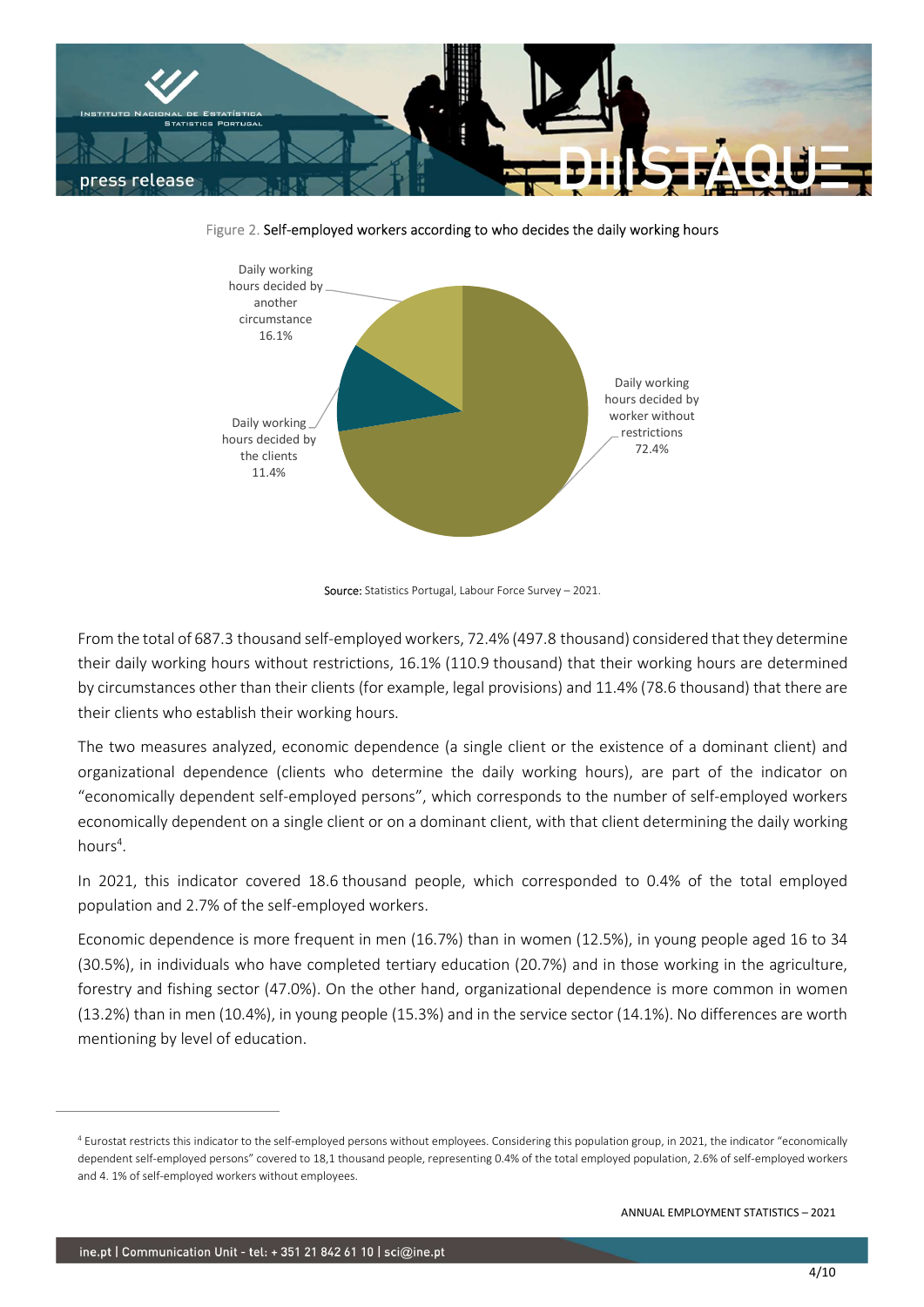Figure 2. Self-employed workers according to who decides the daily working hours

Source: Statistics Portugal, Labour Force Survey – 2021.

From the total of 687.3 thousand self-employed workers, 72.4% (497.8 thousand) considered that they determine their daily working hours without restrictions, 16.1% (110.9 thousand) that their working hours are determined by circumstances other than their clients (for example, legal provisions) and 11.4% (78.6 thousand) that there are their clients who establish their working hours.

The two measures analyzed, economic dependence (a single client or the existence of a dominant client) and organizational dependence (clients who determine the daily working hours), are part of the indicator on "economically dependent self-employed persons", which corresponds to the number of self-employed workers economically dependent on a single client or on a dominant client, with that client determining the daily working hours[4].

In 2021, this indicator covered 18.6 thousand people, which corresponded to 0.4% of the total employed population and 2.7% of the self-employed workers.

Economic dependence is more frequent in men (16.7%) than in women (12.5%), in young people aged 16 to 34 (30.5%), in individuals who have completed tertiary education (20.7%) and in those working in the agriculture, forestry and fishing sector (47.0%). On the other hand, organizational dependence is more common in women (13.2%) than in men (10.4%), in young people (15.3%) and in the service sector (14.1%). No differences are worth mentioning by level of education.

---

[4] Eurostat restricts this indicator to the self-employed persons without employees. Considering this population group, in 2021, the indicator "economically dependent self-employed persons" covered to 18,1 thousand people, representing 0.4% of the total employed population, 2.6% of self-employed workers and 4. 1% of self-employed workers without employees.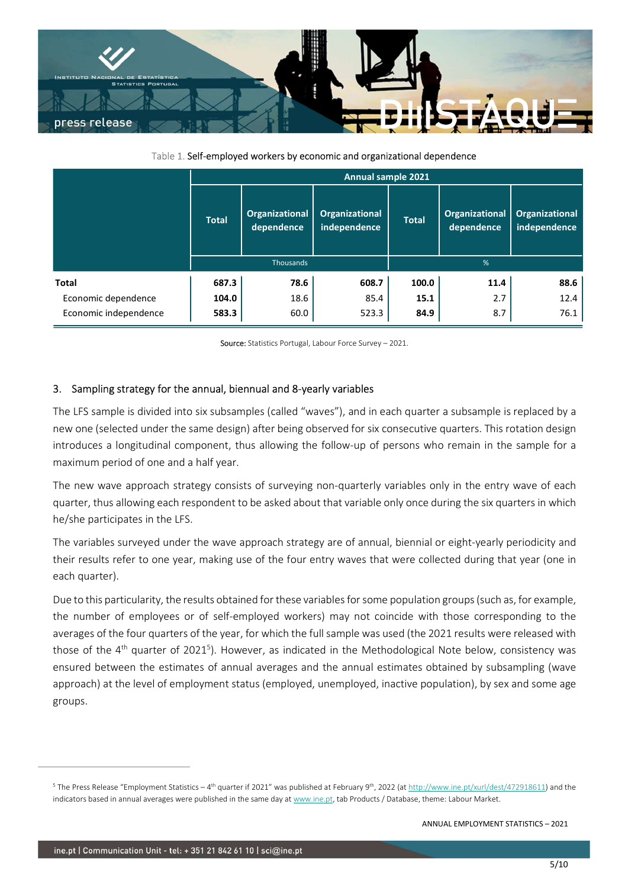Table 1. Self-employed workers by economic and organizational dependence

| | Annual sample 2021 | | | | | |
|---|---|---|---|---|---|---|
| | **Total** | **Organizational dependence** | **Organizational independence** | **Total** | **Organizational dependence** | **Organizational independence** |
| | Thousands | | | % | | |
| **Total** | **687.3** | **78.6** | **608.7** | **100.0** | **11.4** | **88.6** |
| Economic dependence | **104.0** | 18.6 | 85.4 | **15.1** | 2.7 | 12.4 |
| Economic independence | **583.3** | 60.0 | 523.3 | **84.9** | 8.7 | 76.1 |

Source: Statistics Portugal, Labour Force Survey – 2021.

## 3. Sampling strategy for the annual, biennual and 8-yearly variables

The LFS sample is divided into six subsamples (called "waves"), and in each quarter a subsample is replaced by a new one (selected under the same design) after being observed for six consecutive quarters. This rotation design introduces a longitudinal component, thus allowing the follow-up of persons who remain in the sample for a maximum period of one and a half year.

The new wave approach strategy consists of surveying non-quarterly variables only in the entry wave of each quarter, thus allowing each respondent to be asked about that variable only once during the six quarters in which he/she participates in the LFS.

The variables surveyed under the wave approach strategy are of annual, biennial or eight-yearly periodicity and their results refer to one year, making use of the four entry waves that were collected during that year (one in each quarter).

Due to this particularity, the results obtained for these variables for some population groups (such as, for example, the number of employees or of self-employed workers) may not coincide with those corresponding to the averages of the four quarters of the year, for which the full sample was used (the 2021 results were released with those of the 4th quarter of 2021[5]). However, as indicated in the Methodological Note below, consistency was ensured between the estimates of annual averages and the annual estimates obtained by subsampling (wave approach) at the level of employment status (employed, unemployed, inactive population), by sex and some age groups.

[5] The Press Release "Employment Statistics – 4th quarter if 2021" was published at February 9th, 2022 (at http://www.ine.pt/xurl/dest/472918611) and the indicators based in annual averages were published in the same day at www.ine.pt, tab Products / Database, theme: Labour Market.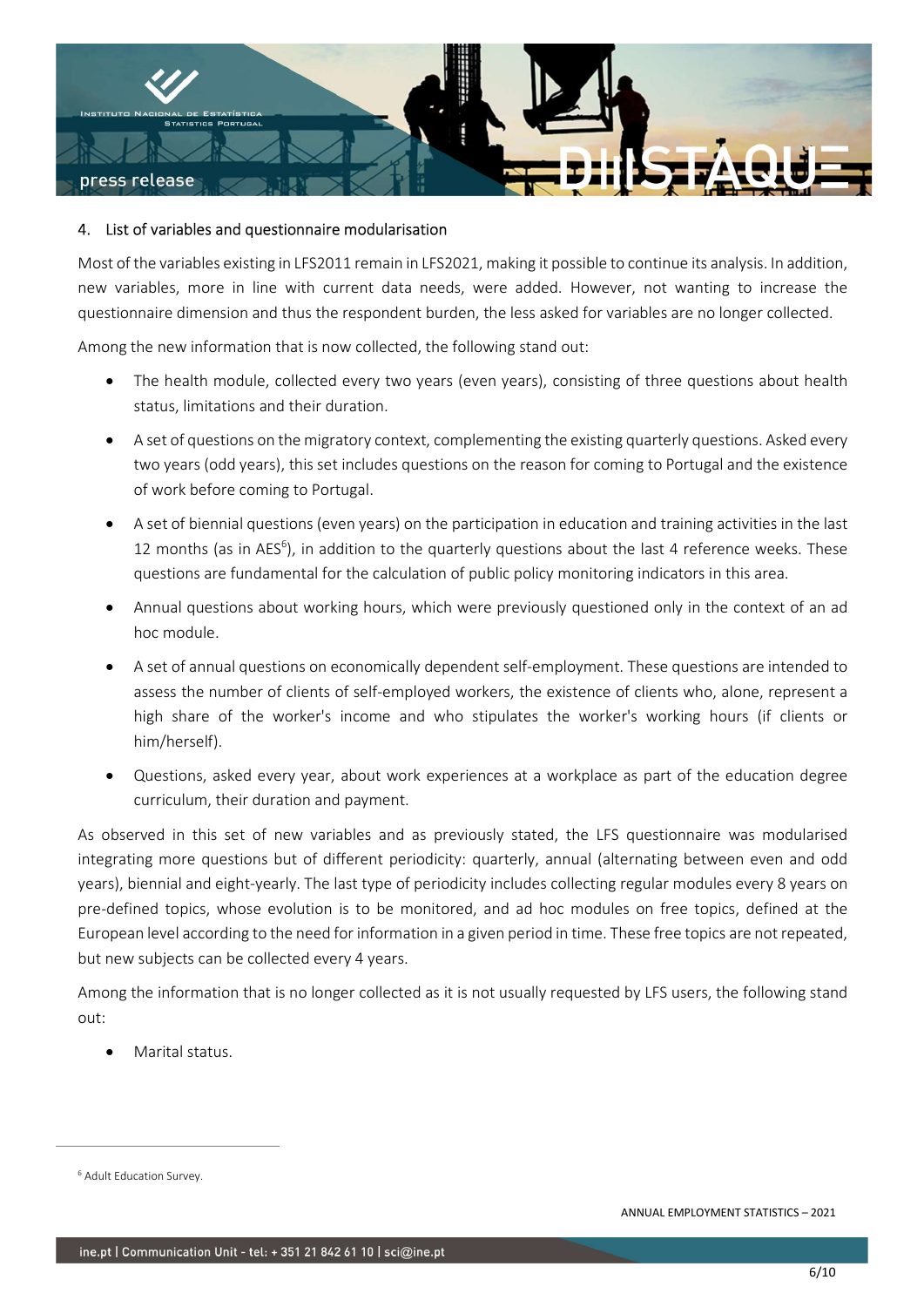## 4. List of variables and questionnaire modularisation

Most of the variables existing in LFS2011 remain in LFS2021, making it possible to continue its analysis. In addition, new variables, more in line with current data needs, were added. However, not wanting to increase the questionnaire dimension and thus the respondent burden, the less asked for variables are no longer collected.

Among the new information that is now collected, the following stand out:

- The health module, collected every two years (even years), consisting of three questions about health status, limitations and their duration.
- A set of questions on the migratory context, complementing the existing quarterly questions. Asked every two years (odd years), this set includes questions on the reason for coming to Portugal and the existence of work before coming to Portugal.
- A set of biennial questions (even years) on the participation in education and training activities in the last 12 months (as in AES[6]), in addition to the quarterly questions about the last 4 reference weeks. These questions are fundamental for the calculation of public policy monitoring indicators in this area.
- Annual questions about working hours, which were previously questioned only in the context of an ad hoc module.
- A set of annual questions on economically dependent self-employment. These questions are intended to assess the number of clients of self-employed workers, the existence of clients who, alone, represent a high share of the worker's income and who stipulates the worker's working hours (if clients or him/herself).
- Questions, asked every year, about work experiences at a workplace as part of the education degree curriculum, their duration and payment.

As observed in this set of new variables and as previously stated, the LFS questionnaire was modularised integrating more questions but of different periodicity: quarterly, annual (alternating between even and odd years), biennial and eight-yearly. The last type of periodicity includes collecting regular modules every 8 years on pre-defined topics, whose evolution is to be monitored, and ad hoc modules on free topics, defined at the European level according to the need for information in a given period in time. These free topics are not repeated, but new subjects can be collected every 4 years.

Among the information that is no longer collected as it is not usually requested by LFS users, the following stand out:

- Marital status.

[6] Adult Education Survey.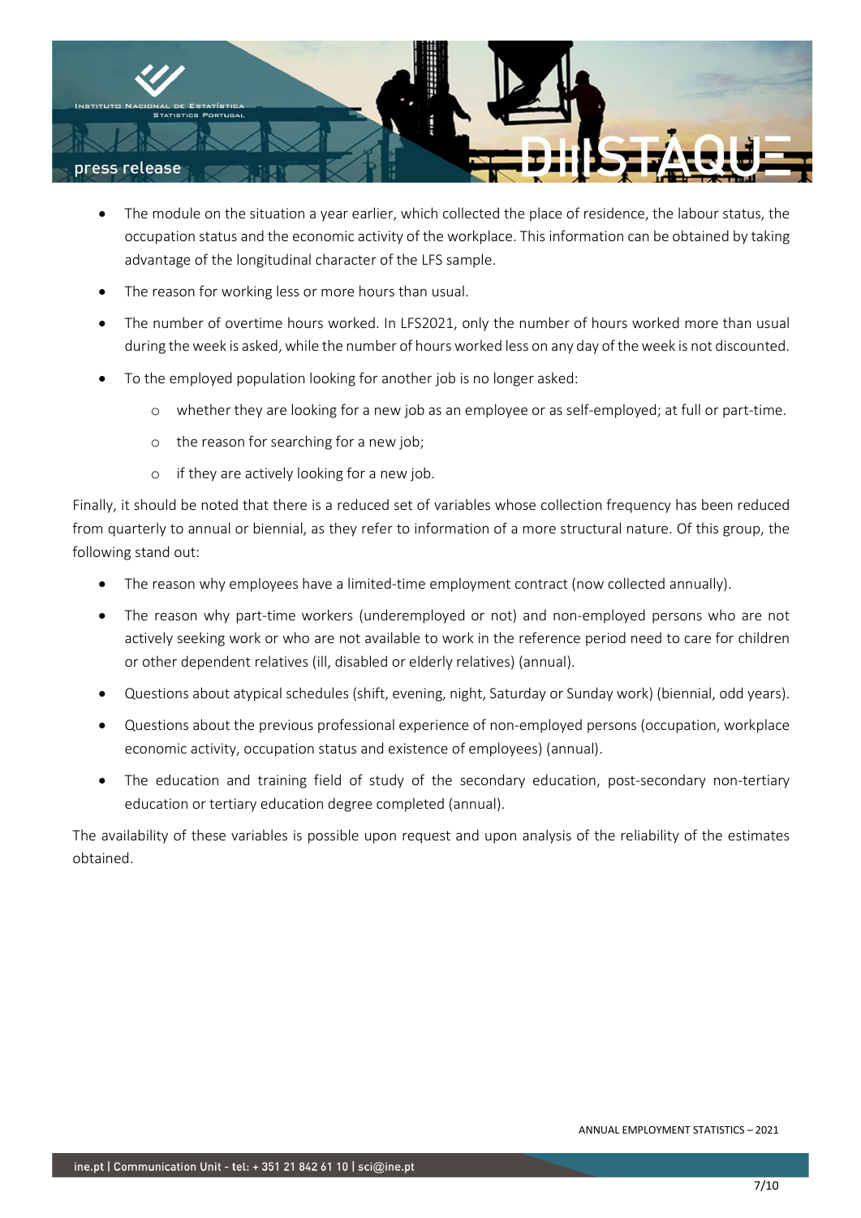- The module on the situation a year earlier, which collected the place of residence, the labour status, the occupation status and the economic activity of the workplace. This information can be obtained by taking advantage of the longitudinal character of the LFS sample.
- The reason for working less or more hours than usual.
- The number of overtime hours worked. In LFS2021, only the number of hours worked more than usual during the week is asked, while the number of hours worked less on any day of the week is not discounted.
- To the employed population looking for another job is no longer asked:
  - whether they are looking for a new job as an employee or as self-employed; at full or part-time.
  - the reason for searching for a new job;
  - if they are actively looking for a new job.

Finally, it should be noted that there is a reduced set of variables whose collection frequency has been reduced from quarterly to annual or biennial, as they refer to information of a more structural nature. Of this group, the following stand out:

- The reason why employees have a limited-time employment contract (now collected annually).
- The reason why part-time workers (underemployed or not) and non-employed persons who are not actively seeking work or who are not available to work in the reference period need to care for children or other dependent relatives (ill, disabled or elderly relatives) (annual).
- Questions about atypical schedules (shift, evening, night, Saturday or Sunday work) (biennial, odd years).
- Questions about the previous professional experience of non-employed persons (occupation, workplace economic activity, occupation status and existence of employees) (annual).
- The education and training field of study of the secondary education, post-secondary non-tertiary education or tertiary education degree completed (annual).

The availability of these variables is possible upon request and upon analysis of the reliability of the estimates obtained.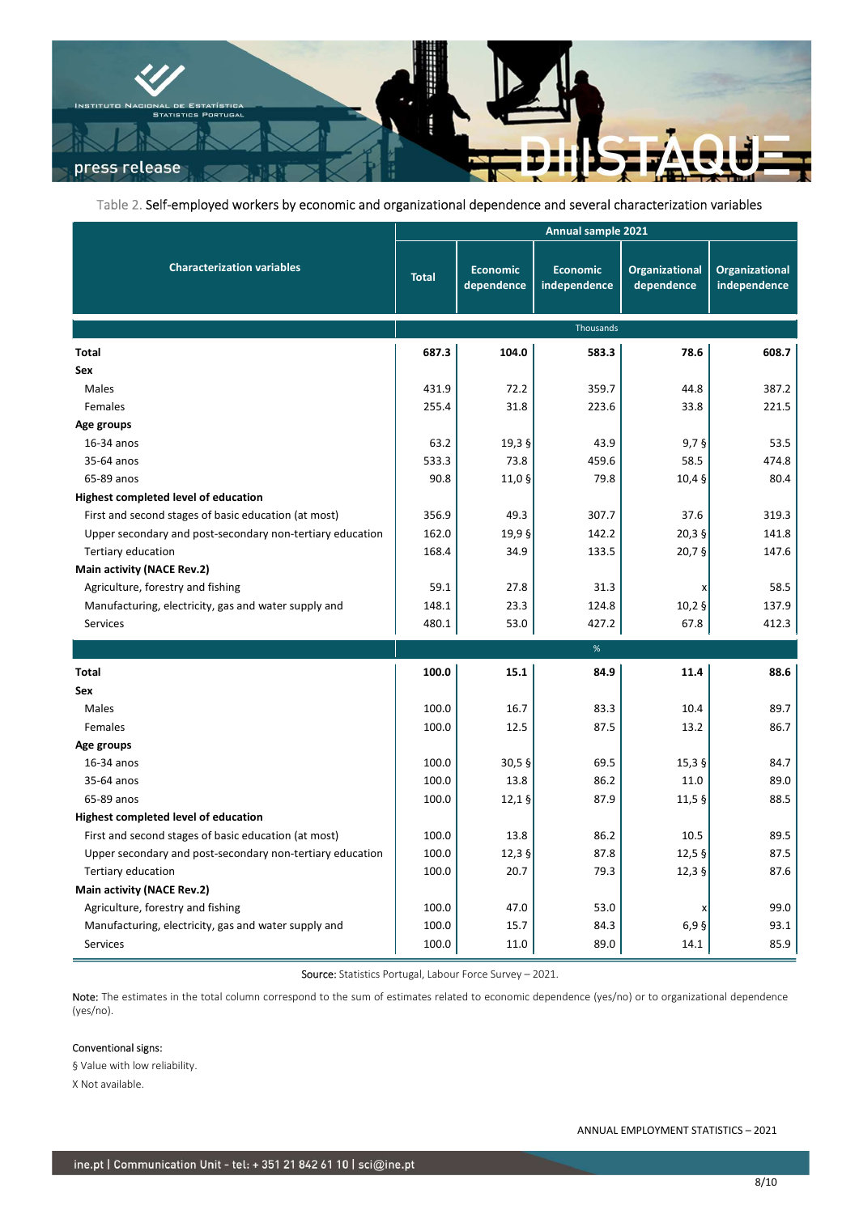Table 2. Self-employed workers by economic and organizational dependence and several characterization variables

| Characterization variables | Annual sample 2021 | | | | |
|---|---|---|---|---|---|
| | Total | Economic dependence | Economic independence | Organizational dependence | Organizational independence |
| | Thousands | | | | |
| **Total** | **687.3** | **104.0** | **583.3** | **78.6** | **608.7** |
| **Sex** | | | | | |
| Males | 431.9 | 72.2 | 359.7 | 44.8 | 387.2 |
| Females | 255.4 | 31.8 | 223.6 | 33.8 | 221.5 |
| **Age groups** | | | | | |
| 16-34 anos | 63.2 | 19,3 § | 43.9 | 9,7 § | 53.5 |
| 35-64 anos | 533.3 | 73.8 | 459.6 | 58.5 | 474.8 |
| 65-89 anos | 90.8 | 11,0 § | 79.8 | 10,4 § | 80.4 |
| **Highest completed level of education** | | | | | |
| First and second stages of basic education (at most) | 356.9 | 49.3 | 307.7 | 37.6 | 319.3 |
| Upper secondary and post-secondary non-tertiary education | 162.0 | 19,9 § | 142.2 | 20,3 § | 141.8 |
| Tertiary education | 168.4 | 34.9 | 133.5 | 20,7 § | 147.6 |
| **Main activity (NACE Rev.2)** | | | | | |
| Agriculture, forestry and fishing | 59.1 | 27.8 | 31.3 | x | 58.5 |
| Manufacturing, electricity, gas and water supply and | 148.1 | 23.3 | 124.8 | 10,2 § | 137.9 |
| Services | 480.1 | 53.0 | 427.2 | 67.8 | 412.3 |
| | % | | | | |
| **Total** | **100.0** | **15.1** | **84.9** | **11.4** | **88.6** |
| **Sex** | | | | | |
| Males | 100.0 | 16.7 | 83.3 | 10.4 | 89.7 |
| Females | 100.0 | 12.5 | 87.5 | 13.2 | 86.7 |
| **Age groups** | | | | | |
| 16-34 anos | 100.0 | 30,5 § | 69.5 | 15,3 § | 84.7 |
| 35-64 anos | 100.0 | 13.8 | 86.2 | 11.0 | 89.0 |
| 65-89 anos | 100.0 | 12,1 § | 87.9 | 11,5 § | 88.5 |
| **Highest completed level of education** | | | | | |
| First and second stages of basic education (at most) | 100.0 | 13.8 | 86.2 | 10.5 | 89.5 |
| Upper secondary and post-secondary non-tertiary education | 100.0 | 12,3 § | 87.8 | 12,5 § | 87.5 |
| Tertiary education | 100.0 | 20.7 | 79.3 | 12,3 § | 87.6 |
| **Main activity (NACE Rev.2)** | | | | | |
| Agriculture, forestry and fishing | 100.0 | 47.0 | 53.0 | x | 99.0 |
| Manufacturing, electricity, gas and water supply and | 100.0 | 15.7 | 84.3 | 6,9 § | 93.1 |
| Services | 100.0 | 11.0 | 89.0 | 14.1 | 85.9 |

Source: Statistics Portugal, Labour Force Survey – 2021.

Note: The estimates in the total column correspond to the sum of estimates related to economic dependence (yes/no) or to organizational dependence (yes/no).

Conventional signs:

§ Value with low reliability.

X Not available.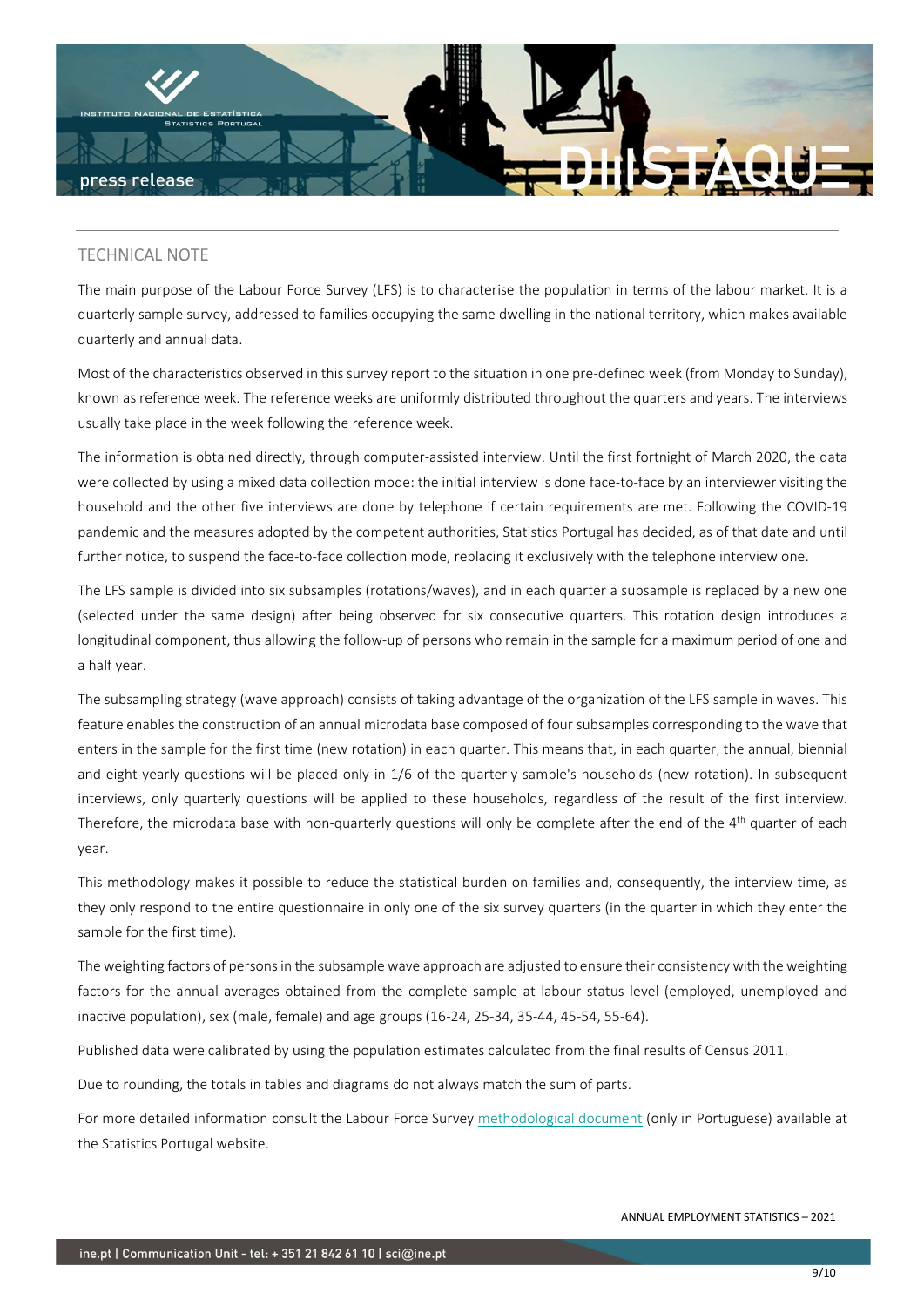## TECHNICAL NOTE

The main purpose of the Labour Force Survey (LFS) is to characterise the population in terms of the labour market. It is a quarterly sample survey, addressed to families occupying the same dwelling in the national territory, which makes available quarterly and annual data.

Most of the characteristics observed in this survey report to the situation in one pre-defined week (from Monday to Sunday), known as reference week. The reference weeks are uniformly distributed throughout the quarters and years. The interviews usually take place in the week following the reference week.

The information is obtained directly, through computer-assisted interview. Until the first fortnight of March 2020, the data were collected by using a mixed data collection mode: the initial interview is done face-to-face by an interviewer visiting the household and the other five interviews are done by telephone if certain requirements are met. Following the COVID-19 pandemic and the measures adopted by the competent authorities, Statistics Portugal has decided, as of that date and until further notice, to suspend the face-to-face collection mode, replacing it exclusively with the telephone interview one.

The LFS sample is divided into six subsamples (rotations/waves), and in each quarter a subsample is replaced by a new one (selected under the same design) after being observed for six consecutive quarters. This rotation design introduces a longitudinal component, thus allowing the follow-up of persons who remain in the sample for a maximum period of one and a half year.

The subsampling strategy (wave approach) consists of taking advantage of the organization of the LFS sample in waves. This feature enables the construction of an annual microdata base composed of four subsamples corresponding to the wave that enters in the sample for the first time (new rotation) in each quarter. This means that, in each quarter, the annual, biennial and eight-yearly questions will be placed only in 1/6 of the quarterly sample's households (new rotation). In subsequent interviews, only quarterly questions will be applied to these households, regardless of the result of the first interview. Therefore, the microdata base with non-quarterly questions will only be complete after the end of the 4th quarter of each year.

This methodology makes it possible to reduce the statistical burden on families and, consequently, the interview time, as they only respond to the entire questionnaire in only one of the six survey quarters (in the quarter in which they enter the sample for the first time).

The weighting factors of persons in the subsample wave approach are adjusted to ensure their consistency with the weighting factors for the annual averages obtained from the complete sample at labour status level (employed, unemployed and inactive population), sex (male, female) and age groups (16-24, 25-34, 35-44, 45-54, 55-64).

Published data were calibrated by using the population estimates calculated from the final results of Census 2011.

Due to rounding, the totals in tables and diagrams do not always match the sum of parts.

For more detailed information consult the Labour Force Survey methodological document (only in Portuguese) available at the Statistics Portugal website.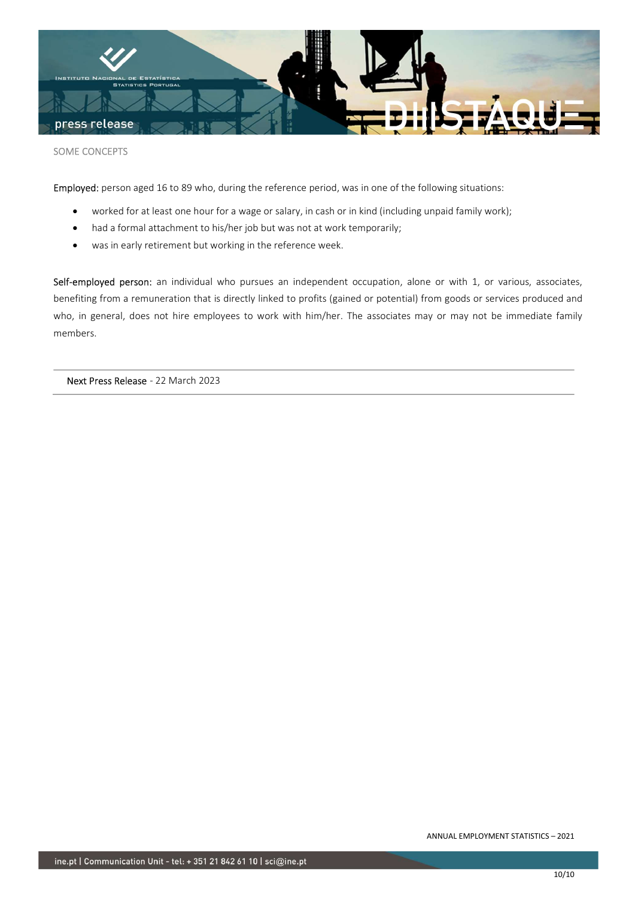## SOME CONCEPTS

**Employed:** person aged 16 to 89 who, during the reference period, was in one of the following situations:

- worked for at least one hour for a wage or salary, in cash or in kind (including unpaid family work);
- had a formal attachment to his/her job but was not at work temporarily;
- was in early retirement but working in the reference week.

**Self-employed person:** an individual who pursues an independent occupation, alone or with 1, or various, associates, benefiting from a remuneration that is directly linked to profits (gained or potential) from goods or services produced and who, in general, does not hire employees to work with him/her. The associates may or may not be immediate family members.

---

Next Press Release - 22 March 2023

---